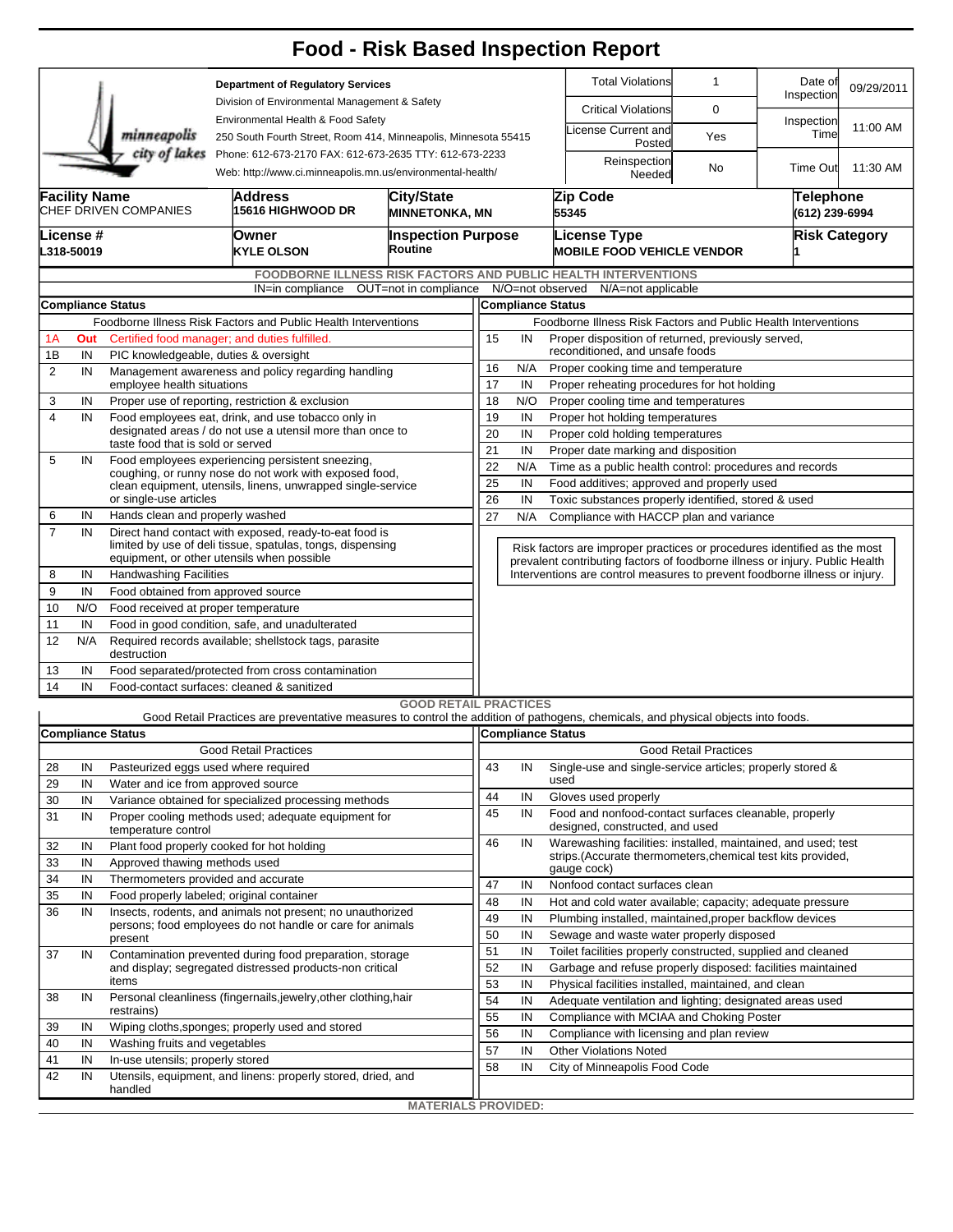# Food - Risk Based Inspection Report

minneapolis city of lakes

**Department of Regulatory Services**
Division of Environmental Management & Safety
Environmental Health & Food Safety
250 South Fourth Street, Room 414, Minneapolis, Minnesota 55415
Phone: 612-673-2170 FAX: 612-673-2635 TTY: 612-673-2233
Web: http://www.ci.minneapolis.mn.us/environmental-health/

| | | | |
|---|---|---|---|
| Total Violations | 1 | Date of Inspection | 09/29/2011 |
| Critical Violations | 0 | Inspection Time | 11:00 AM |
| License Current and Posted | Yes | | |
| Reinspection Needed | No | Time Out | 11:30 AM |

| Facility Name | Address | City/State | Zip Code | Telephone |
|---|---|---|---|---|
| CHEF DRIVEN COMPANIES | 15616 HIGHWOOD DR | MINNETONKA, MN | 55345 | (612) 239-6994 |

| License # | Owner | Inspection Purpose | License Type | Risk Category |
|---|---|---|---|---|
| L318-50019 | KYLE OLSON | Routine | MOBILE FOOD VEHICLE VENDOR | 1 |

## FOODBORNE ILLNESS RISK FACTORS AND PUBLIC HEALTH INTERVENTIONS

IN=in compliance OUT=not in compliance N/O=not observed N/A=not applicable

**Compliance Status**

| # | Status | Foodborne Illness Risk Factors and Public Health Interventions |
|---|---|---|
| 1A | Out | Certified food manager; and duties fulfilled. |
| 1B | IN | PIC knowledgeable, duties & oversight |
| 2 | IN | Management awareness and policy regarding handling employee health situations |
| 3 | IN | Proper use of reporting, restriction & exclusion |
| 4 | IN | Food employees eat, drink, and use tobacco only in designated areas / do not use a utensil more than once to taste food that is sold or served |
| 5 | IN | Food employees experiencing persistent sneezing, coughing, or runny nose do not work with exposed food, clean equipment, utensils, linens, unwrapped single-service or single-use articles |
| 6 | IN | Hands clean and properly washed |
| 7 | IN | Direct hand contact with exposed, ready-to-eat food is limited by use of deli tissue, spatulas, tongs, dispensing equipment, or other utensils when possible |
| 8 | IN | Handwashing Facilities |
| 9 | IN | Food obtained from approved source |
| 10 | N/O | Food received at proper temperature |
| 11 | IN | Food in good condition, safe, and unadulterated |
| 12 | N/A | Required records available; shellstock tags, parasite destruction |
| 13 | IN | Food separated/protected from cross contamination |
| 14 | IN | Food-contact surfaces: cleaned & sanitized |
| 15 | IN | Proper disposition of returned, previously served, reconditioned, and unsafe foods |
| 16 | N/A | Proper cooking time and temperature |
| 17 | IN | Proper reheating procedures for hot holding |
| 18 | N/O | Proper cooling time and temperatures |
| 19 | IN | Proper hot holding temperatures |
| 20 | IN | Proper cold holding temperatures |
| 21 | IN | Proper date marking and disposition |
| 22 | N/A | Time as a public health control: procedures and records |
| 25 | IN | Food additives; approved and properly used |
| 26 | IN | Toxic substances properly identified, stored & used |
| 27 | N/A | Compliance with HACCP plan and variance |

Risk factors are improper practices or procedures identified as the most prevalent contributing factors of foodborne illness or injury. Public Health Interventions are control measures to prevent foodborne illness or injury.

## GOOD RETAIL PRACTICES

Good Retail Practices are preventative measures to control the addition of pathogens, chemicals, and physical objects into foods.

**Compliance Status**

| # | Status | Good Retail Practices |
|---|---|---|
| 28 | IN | Pasteurized eggs used where required |
| 29 | IN | Water and ice from approved source |
| 30 | IN | Variance obtained for specialized processing methods |
| 31 | IN | Proper cooling methods used; adequate equipment for temperature control |
| 32 | IN | Plant food properly cooked for hot holding |
| 33 | IN | Approved thawing methods used |
| 34 | IN | Thermometers provided and accurate |
| 35 | IN | Food properly labeled; original container |
| 36 | IN | Insects, rodents, and animals not present; no unauthorized persons; food employees do not handle or care for animals present |
| 37 | IN | Contamination prevented during food preparation, storage and display; segregated distressed products-non critical items |
| 38 | IN | Personal cleanliness (fingernails,jewelry,other clothing,hair restrains) |
| 39 | IN | Wiping cloths,sponges; properly used and stored |
| 40 | IN | Washing fruits and vegetables |
| 41 | IN | In-use utensils; properly stored |
| 42 | IN | Utensils, equipment, and linens: properly stored, dried, and handled |
| 43 | IN | Single-use and single-service articles; properly stored & used |
| 44 | IN | Gloves used properly |
| 45 | IN | Food and nonfood-contact surfaces cleanable, properly designed, constructed, and used |
| 46 | IN | Warewashing facilities: installed, maintained, and used; test strips.(Accurate thermometers,chemical test kits provided, gauge cock) |
| 47 | IN | Nonfood contact surfaces clean |
| 48 | IN | Hot and cold water available; capacity; adequate pressure |
| 49 | IN | Plumbing installed, maintained,proper backflow devices |
| 50 | IN | Sewage and waste water properly disposed |
| 51 | IN | Toilet facilities properly constructed, supplied and cleaned |
| 52 | IN | Garbage and refuse properly disposed: facilities maintained |
| 53 | IN | Physical facilities installed, maintained, and clean |
| 54 | IN | Adequate ventilation and lighting; designated areas used |
| 55 | IN | Compliance with MCIAA and Choking Poster |
| 56 | IN | Compliance with licensing and plan review |
| 57 | IN | Other Violations Noted |
| 58 | IN | City of Minneapolis Food Code |

**MATERIALS PROVIDED:**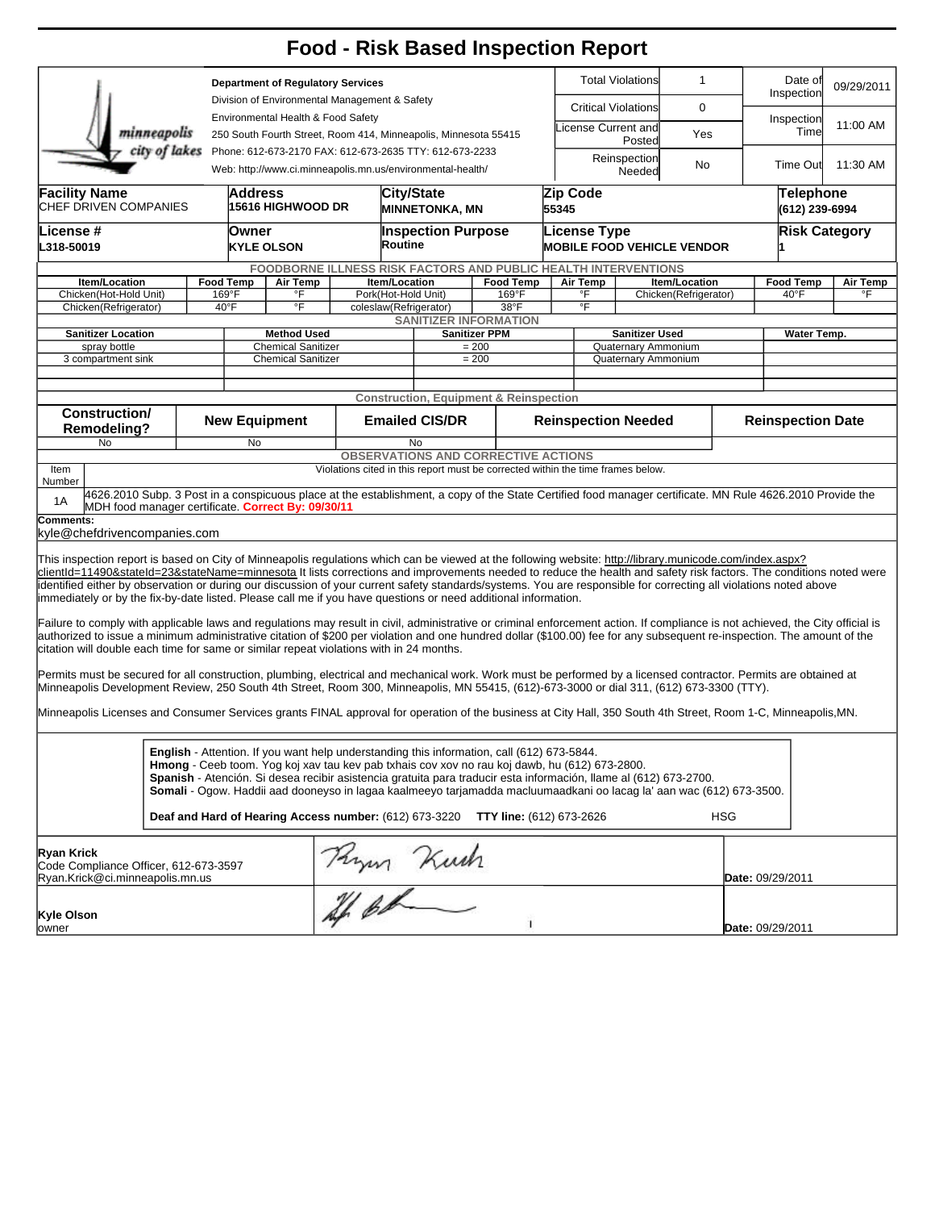# Food - Risk Based Inspection Report

| | | | |
|---|---|---|---|
| **Department of Regulatory Services**<br>Division of Environmental Management & Safety<br>Environmental Health & Food Safety<br>250 South Fourth Street, Room 414, Minneapolis, Minnesota 55415<br>Phone: 612-673-2170 FAX: 612-673-2635 TTY: 612-673-2233<br>Web: http://www.ci.minneapolis.mn.us/environmental-health/ | Total Violations: 1<br>Critical Violations: 0<br>License Current and Posted: Yes<br>Reinspection Needed: No | Date of Inspection: 09/29/2011<br>Inspection Time: 11:00 AM<br>Time Out: 11:30 AM | |

| Facility Name | Address | City/State | Zip Code | Telephone |
|---|---|---|---|---|
| CHEF DRIVEN COMPANIES | 15616 HIGHWOOD DR | MINNETONKA, MN | 55345 | (612) 239-6994 |

| License # | Owner | Inspection Purpose | License Type | Risk Category |
|---|---|---|---|---|
| L318-50019 | KYLE OLSON | Routine | MOBILE FOOD VEHICLE VENDOR | 1 |

**FOODBORNE ILLNESS RISK FACTORS AND PUBLIC HEALTH INTERVENTIONS**

| Item/Location | Food Temp | Air Temp | Item/Location | Food Temp | Air Temp | Item/Location | Food Temp | Air Temp |
|---|---|---|---|---|---|---|---|---|
| Chicken(Hot-Hold Unit) | 169°F | °F | Pork(Hot-Hold Unit) | 169°F | °F | Chicken(Refrigerator) | 40°F | °F |
| Chicken(Refrigerator) | 40°F | °F | coleslaw(Refrigerator) | 38°F | °F | | | |

**SANITIZER INFORMATION**

| Sanitizer Location | Method Used | Sanitizer PPM | Sanitizer Used | Water Temp. |
|---|---|---|---|---|
| spray bottle | Chemical Sanitizer | = 200 | Quaternary Ammonium | |
| 3 compartment sink | Chemical Sanitizer | = 200 | Quaternary Ammonium | |

**Construction, Equipment & Reinspection**

| Construction/ Remodeling? | New Equipment | Emailed CIS/DR | Reinspection Needed | Reinspection Date |
|---|---|---|---|---|
| No | No | No | | |

**OBSERVATIONS AND CORRECTIVE ACTIONS**

| Item Number | Violations cited in this report must be corrected within the time frames below. |
|---|---|
| 1A | 4626.2010 Subp. 3 Post in a conspicuous place at the establishment, a copy of the State Certified food manager certificate. MN Rule 4626.2010 Provide the MDH food manager certificate. **Correct By: 09/30/11** |

**Comments:**
kyle@chefdrivencompanies.com

This inspection report is based on City of Minneapolis regulations which can be viewed at the following website: http://library.municode.com/index.aspx?clientId=11490&stateId=23&stateName=minnesota It lists corrections and improvements needed to reduce the health and safety risk factors. The conditions noted were identified either by observation or during our discussion of your current safety standards/systems. You are responsible for correcting all violations noted above immediately or by the fix-by-date listed. Please call me if you have questions or need additional information.

Failure to comply with applicable laws and regulations may result in civil, administrative or criminal enforcement action. If compliance is not achieved, the City official is authorized to issue a minimum administrative citation of $200 per violation and one hundred dollar ($100.00) fee for any subsequent re-inspection. The amount of the citation will double each time for same or similar repeat violations with in 24 months.

Permits must be secured for all construction, plumbing, electrical and mechanical work. Work must be performed by a licensed contractor. Permits are obtained at Minneapolis Development Review, 250 South 4th Street, Room 300, Minneapolis, MN 55415, (612)-673-3000 or dial 311, (612) 673-3300 (TTY).

Minneapolis Licenses and Consumer Services grants FINAL approval for operation of the business at City Hall, 350 South 4th Street, Room 1-C, Minneapolis,MN.

**English** - Attention. If you want help understanding this information, call (612) 673-5844.
**Hmong** - Ceeb toom. Yog koj xav tau kev pab txhais cov xov no rau koj dawb, hu (612) 673-2800.
**Spanish** - Atención. Si desea recibir asistencia gratuita para traducir esta información, llame al (612) 673-2700.
**Somali** - Ogow. Haddii aad dooneyso in lagaa kaalmeeyo tarjamadda macluumaadkani oo lacag la' aan wac (612) 673-3500.

**Deaf and Hard of Hearing Access number:** (612) 673-3220 **TTY line:** (612) 673-2626 HSG

**Ryan Krick**
Code Compliance Officer, 612-673-3597
Ryan.Krick@ci.minneapolis.mn.us
**Date:** 09/29/2011

**Kyle Olson**
owner
**Date:** 09/29/2011